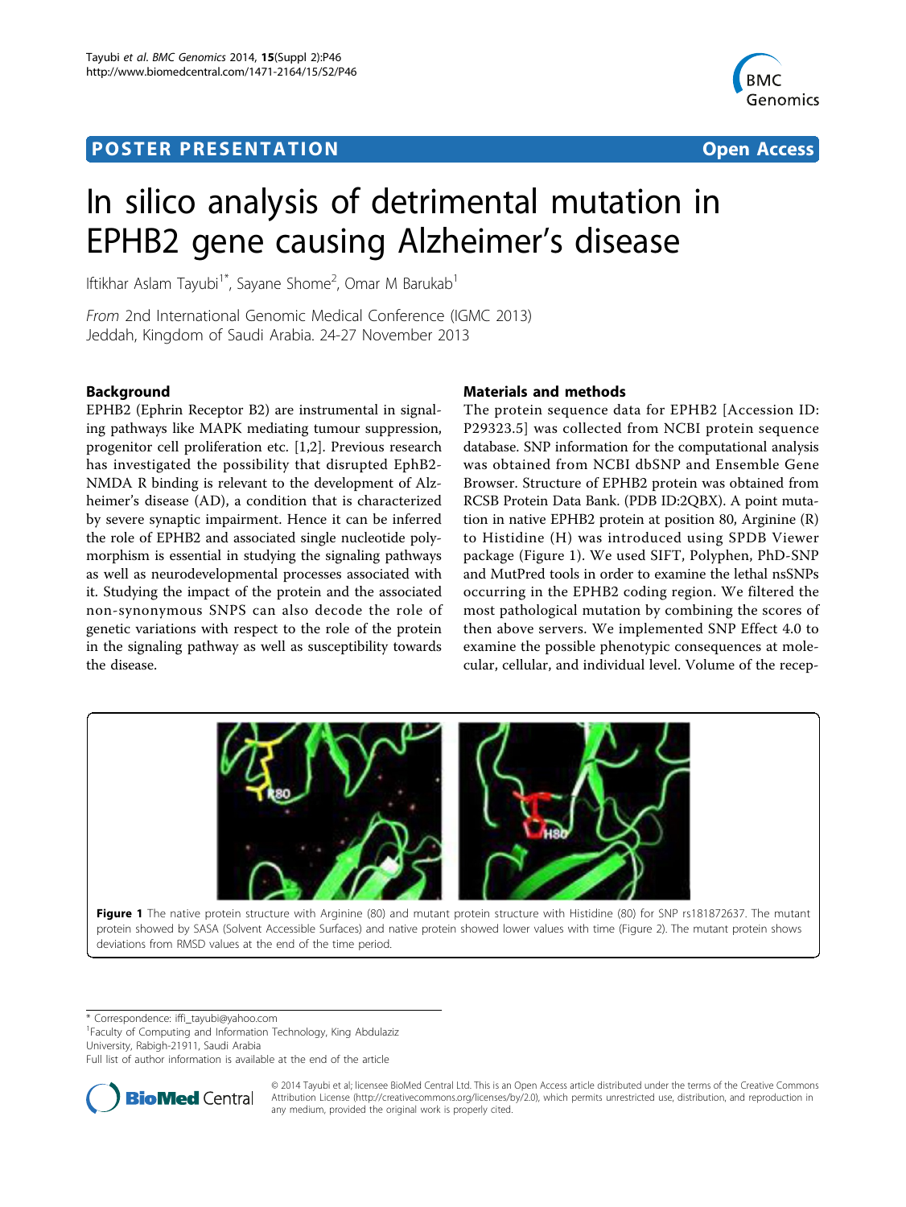POSTER PRESENTATION | Open Access

# In silico analysis of detrimental mutation in EPHB2 gene causing Alzheimer's disease

Iftikhar Aslam Tayubi[1*], Sayane Shome[2], Omar M Barukab[1]

*From* 2nd International Genomic Medical Conference (IGMC 2013)
Jeddah, Kingdom of Saudi Arabia. 24-27 November 2013

## Background

EPHB2 (Ephrin Receptor B2) are instrumental in signaling pathways like MAPK mediating tumour suppression, progenitor cell proliferation etc. [1,2]. Previous research has investigated the possibility that disrupted EphB2-NMDA R binding is relevant to the development of Alzheimer's disease (AD), a condition that is characterized by severe synaptic impairment. Hence it can be inferred the role of EPHB2 and associated single nucleotide polymorphism is essential in studying the signaling pathways as well as neurodevelopmental processes associated with it. Studying the impact of the protein and the associated non-synonymous SNPS can also decode the role of genetic variations with respect to the role of the protein in the signaling pathway as well as susceptibility towards the disease.

## Materials and methods

The protein sequence data for EPHB2 [Accession ID: P29323.5] was collected from NCBI protein sequence database. SNP information for the computational analysis was obtained from NCBI dbSNP and Ensemble Gene Browser. Structure of EPHB2 protein was obtained from RCSB Protein Data Bank. (PDB ID:2QBX). A point mutation in native EPHB2 protein at position 80, Arginine (R) to Histidine (H) was introduced using SPDB Viewer package (Figure 1). We used SIFT, Polyphen, PhD-SNP and MutPred tools in order to examine the lethal nsSNPs occurring in the EPHB2 coding region. We filtered the most pathological mutation by combining the scores of then above servers. We implemented SNP Effect 4.0 to examine the possible phenotypic consequences at molecular, cellular, and individual level. Volume of the recep-

**Figure 1** The native protein structure with Arginine (80) and mutant protein structure with Histidine (80) for SNP rs181872637. The mutant protein showed by SASA (Solvent Accessible Surfaces) and native protein showed lower values with time (Figure 2). The mutant protein shows deviations from RMSD values at the end of the time period.

---

\* Correspondence: iffi_tayubi@yahoo.com
[1]Faculty of Computing and Information Technology, King Abdulaziz University, Rabigh-21911, Saudi Arabia
Full list of author information is available at the end of the article

© 2014 Tayubi et al; licensee BioMed Central Ltd. This is an Open Access article distributed under the terms of the Creative Commons Attribution License (http://creativecommons.org/licenses/by/2.0), which permits unrestricted use, distribution, and reproduction in any medium, provided the original work is properly cited.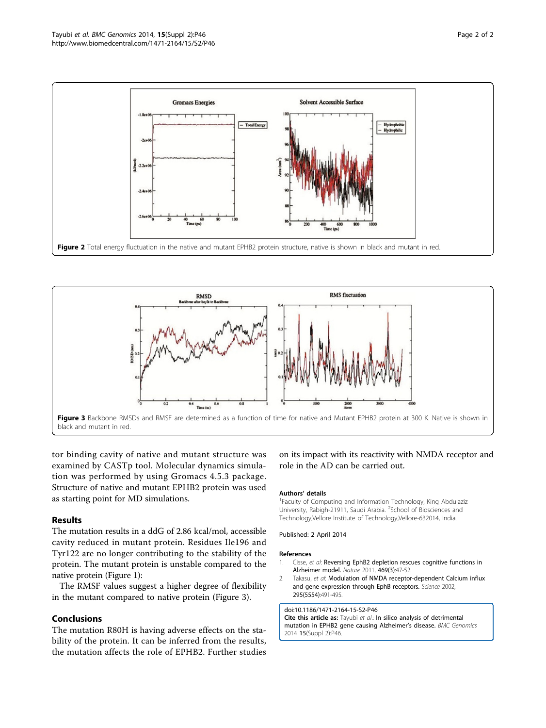Gromacs Energies

-1.8e+06
-2e+06
-2.2e+06
-2.4e+06
-2.6e+06

(kJ/mol)

0 20 40 60 80 100

Time (ps)

Total Energy

Solvent Accessible Surface

100
98
96
94
92
90
88
86

Area (nm²)

0 200 400 600 800 1000

Time (ps)

Hydrophobic
Hydrophilic

**Figure 2** Total energy fluctuation in the native and mutant EPHB2 protein structure, native is shown in black and mutant in red.

RMSD

Backbone after lsq fit to Backbone

0.4
0.3
0.2
0.1
0

RMSD (nm)

0 0.2 0.4 0.6 0.8 1

Time (ns)

RMS fluctuation

0.4
0.3
0.2
0.1
0

(nm)

0 1000 2000 3000 4000

Atom

**Figure 3** Backbone RMSDs and RMSF are determined as a function of time for native and Mutant EPHB2 protein at 300 K. Native is shown in black and mutant in red.

tor binding cavity of native and mutant structure was examined by CASTp tool. Molecular dynamics simulation was performed by using Gromacs 4.5.3 package. Structure of native and mutant EPHB2 protein was used as starting point for MD simulations.

## Results

The mutation results in a ddG of 2.86 kcal/mol, accessible cavity reduced in mutant protein. Residues Ile196 and Tyr122 are no longer contributing to the stability of the protein. The mutant protein is unstable compared to the native protein (Figure 1):

The RMSF values suggest a higher degree of flexibility in the mutant compared to native protein (Figure 3).

## Conclusions

The mutation R80H is having adverse effects on the stability of the protein. It can be inferred from the results, the mutation affects the role of EPHB2. Further studies on its impact with its reactivity with NMDA receptor and role in the AD can be carried out.

### Authors' details

[1]Faculty of Computing and Information Technology, King Abdulaziz University, Rabigh-21911, Saudi Arabia. [2]School of Biosciences and Technology,Vellore Institute of Technology,Vellore-632014, India.

Published: 2 April 2014

### References

1. Cisse, *et al*: **Reversing EphB2 depletion rescues cognitive functions in Alzheimer model.** *Nature* 2011, **469(3)**:47-52.
2. Takasu, *et al*: **Modulation of NMDA receptor-dependent Calcium influx and gene expression through EphB receptors.** *Science* 2002, **295(5554)**:491-495.

doi:10.1186/1471-2164-15-S2-P46

**Cite this article as:** Tayubi *et al.*: In silico analysis of detrimental mutation in EPHB2 gene causing Alzheimer's disease. *BMC Genomics* 2014 **15**(Suppl 2):P46.